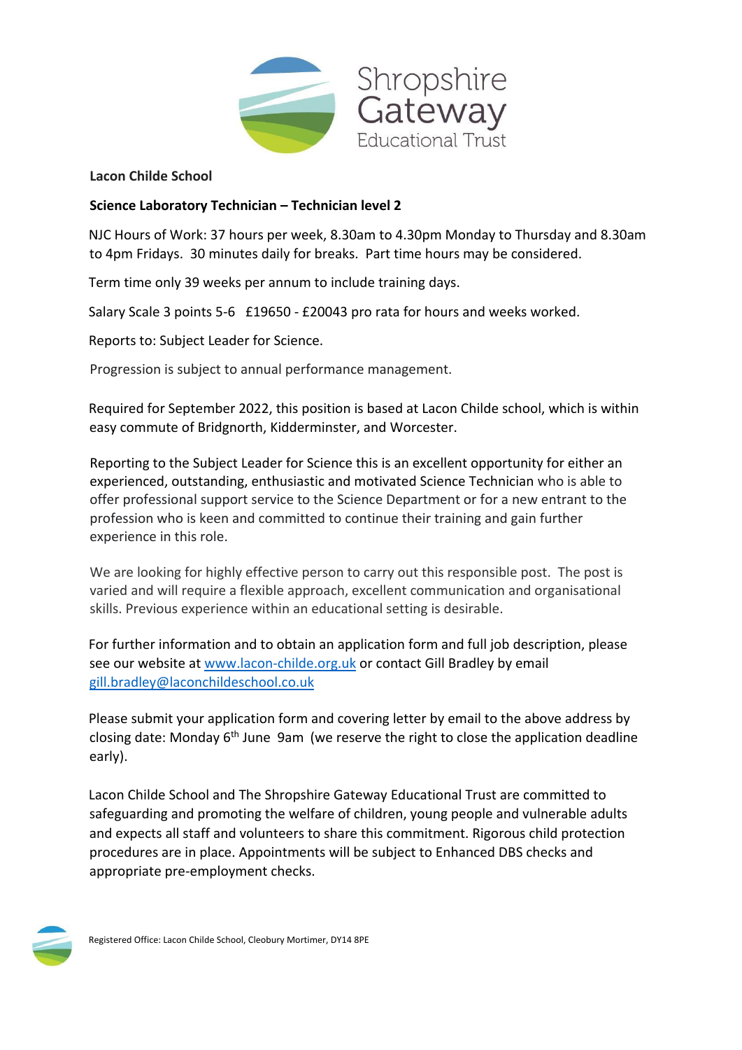Shropshire Gateway Educational Trust

**Lacon Childe School**

**Science Laboratory Technician – Technician level 2**

NJC Hours of Work: 37 hours per week, 8.30am to 4.30pm Monday to Thursday and 8.30am to 4pm Fridays. 30 minutes daily for breaks. Part time hours may be considered.

Term time only 39 weeks per annum to include training days.

Salary Scale 3 points 5-6 £19650 - £20043 pro rata for hours and weeks worked.

Reports to: Subject Leader for Science.

Progression is subject to annual performance management.

Required for September 2022, this position is based at Lacon Childe school, which is within easy commute of Bridgnorth, Kidderminster, and Worcester.

Reporting to the Subject Leader for Science this is an excellent opportunity for either an experienced, outstanding, enthusiastic and motivated Science Technician who is able to offer professional support service to the Science Department or for a new entrant to the profession who is keen and committed to continue their training and gain further experience in this role.

We are looking for highly effective person to carry out this responsible post. The post is varied and will require a flexible approach, excellent communication and organisational skills. Previous experience within an educational setting is desirable.

For further information and to obtain an application form and full job description, please see our website at [www.lacon-childe.org.uk](http://www.lacon-childe.org.uk) or contact Gill Bradley by email [gill.bradley@laconchildeschool.co.uk](mailto:gill.bradley@laconchildeschool.co.uk)

Please submit your application form and covering letter by email to the above address by closing date: Monday 6th June 9am (we reserve the right to close the application deadline early).

Lacon Childe School and The Shropshire Gateway Educational Trust are committed to safeguarding and promoting the welfare of children, young people and vulnerable adults and expects all staff and volunteers to share this commitment. Rigorous child protection procedures are in place. Appointments will be subject to Enhanced DBS checks and appropriate pre-employment checks.

Registered Office: Lacon Childe School, Cleobury Mortimer, DY14 8PE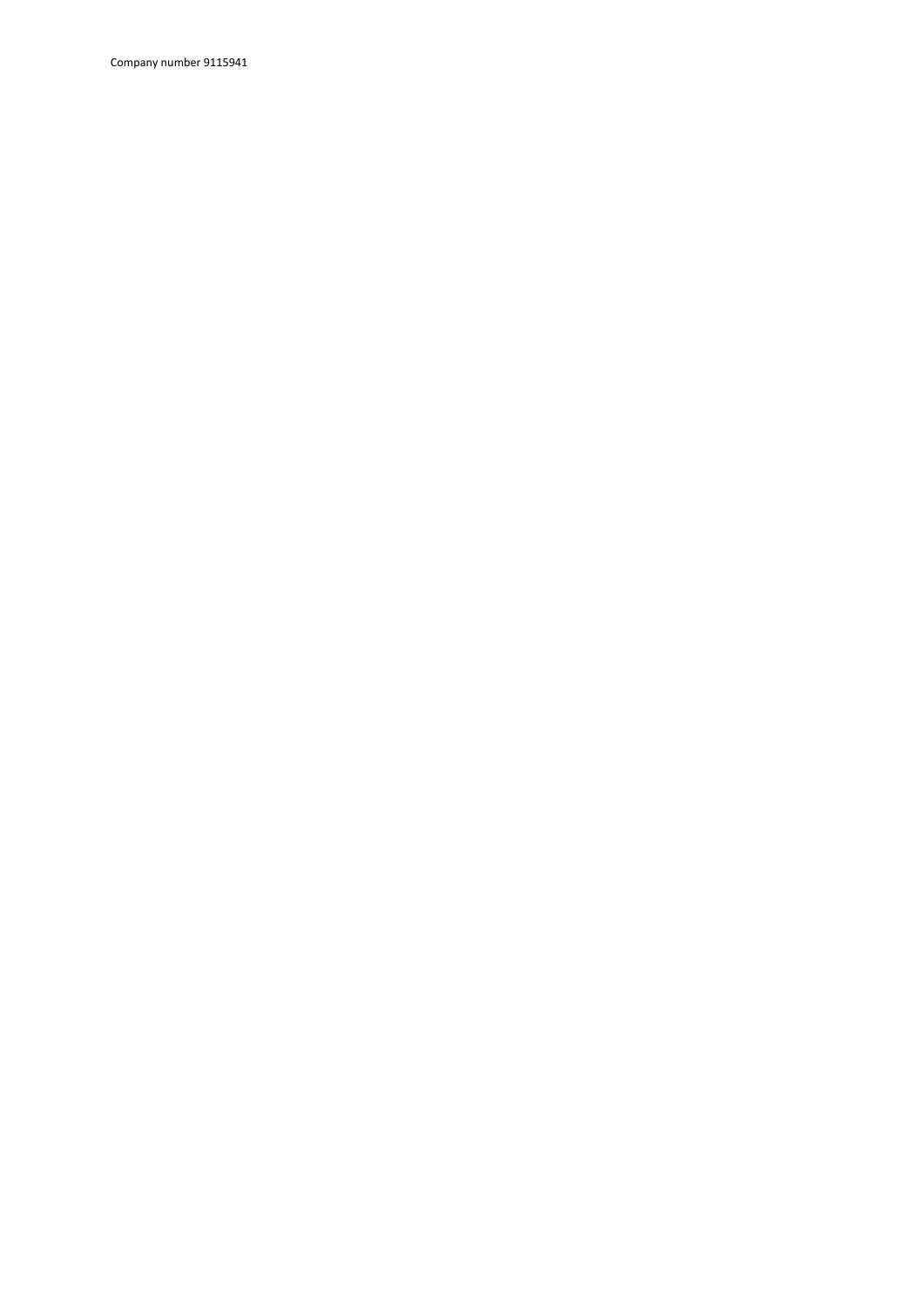Company number 9115941